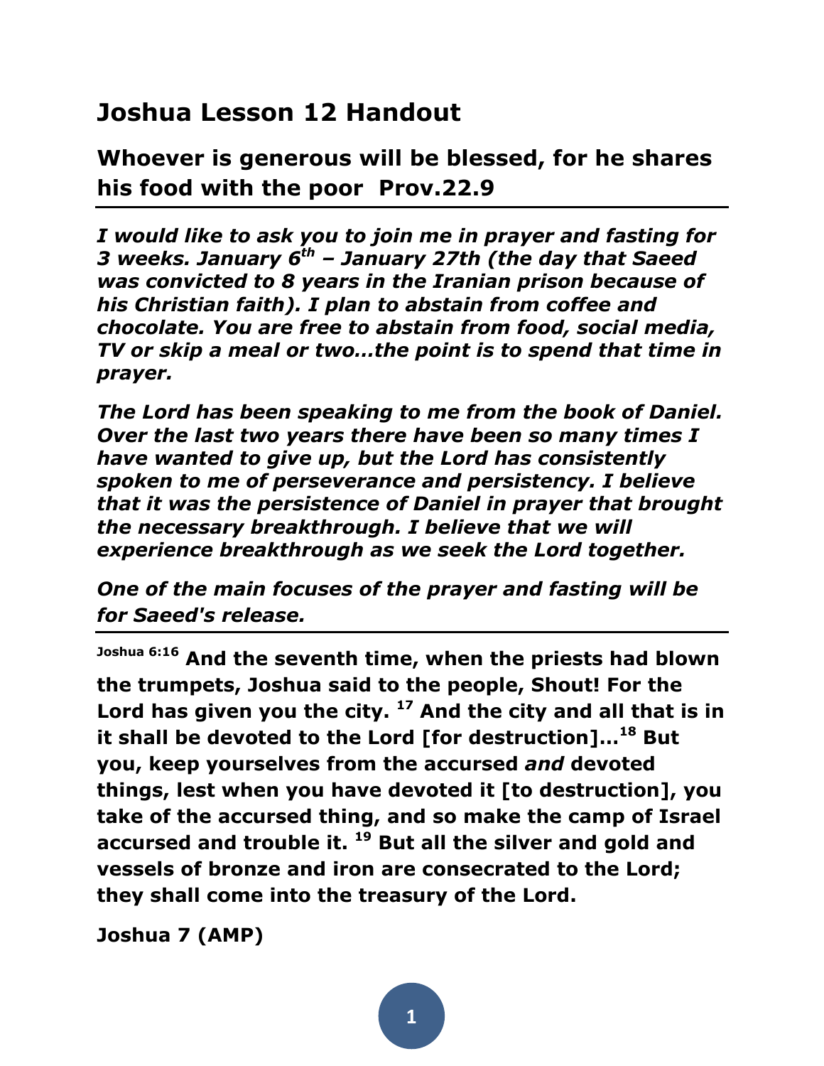# Joshua Lesson 12 Handout

## Whoever is generous will be blessed, for he shares his food with the poor  Prov.22.9

---

***I would like to ask you to join me in prayer and fasting for 3 weeks. January 6th – January 27th (the day that Saeed was convicted to 8 years in the Iranian prison because of his Christian faith). I plan to abstain from coffee and chocolate. You are free to abstain from food, social media, TV or skip a meal or two…the point is to spend that time in prayer.***

***The Lord has been speaking to me from the book of Daniel. Over the last two years there have been so many times I have wanted to give up, but the Lord has consistently spoken to me of perseverance and persistency. I believe that it was the persistence of Daniel in prayer that brought the necessary breakthrough. I believe that we will experience breakthrough as we seek the Lord together.***

***One of the main focuses of the prayer and fasting will be for Saeed's release.***

---

**Joshua 6:16 And the seventh time, when the priests had blown the trumpets, Joshua said to the people, Shout! For the Lord has given you the city. 17 And the city and all that is in it shall be devoted to the Lord [for destruction]…18 But you, keep yourselves from the accursed *and* devoted things, lest when you have devoted it [to destruction], you take of the accursed thing, and so make the camp of Israel accursed and trouble it. 19 But all the silver and gold and vessels of bronze and iron are consecrated to the Lord; they shall come into the treasury of the Lord.**

**Joshua 7 (AMP)**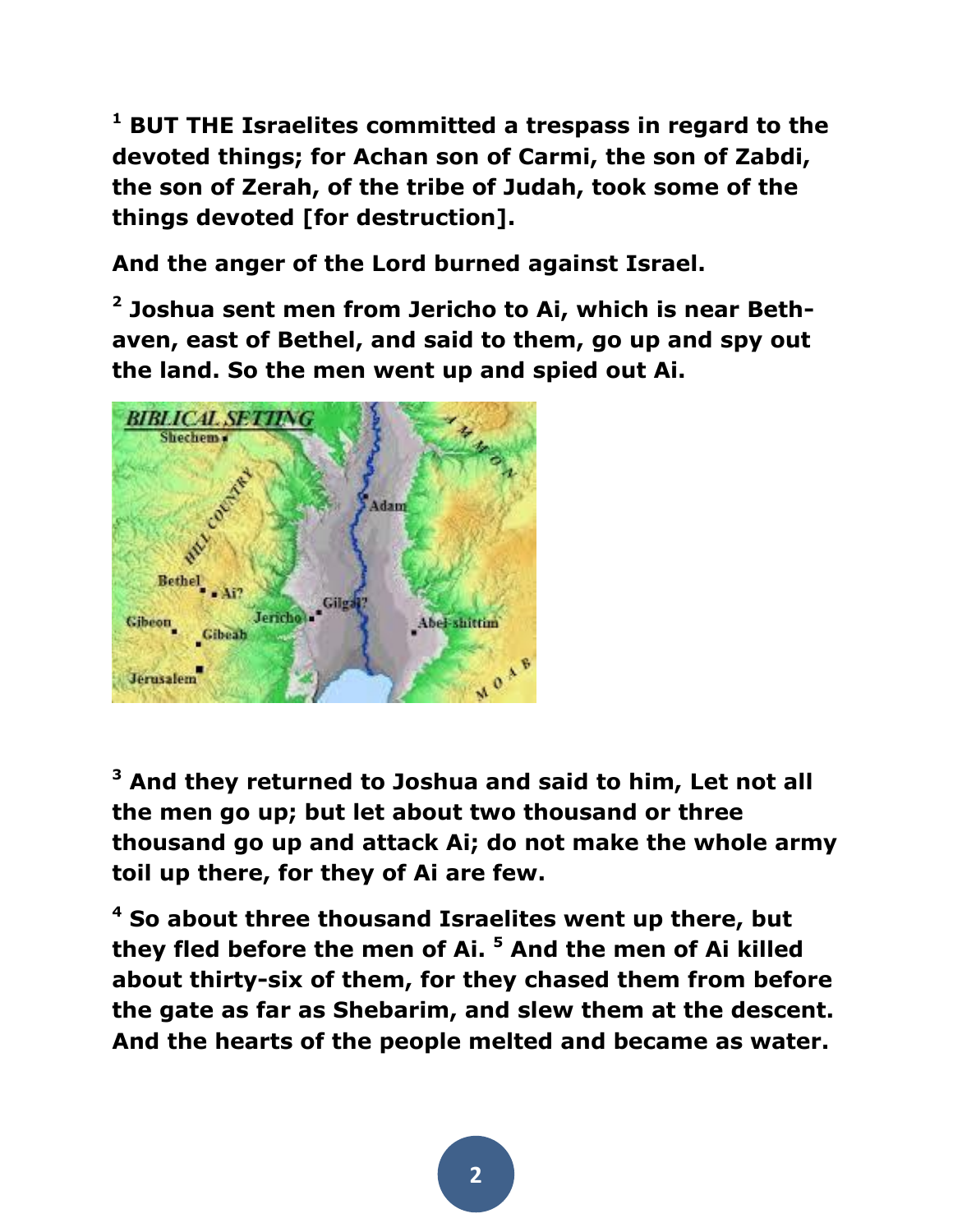**[1] BUT THE Israelites committed a trespass in regard to the devoted things; for Achan son of Carmi, the son of Zabdi, the son of Zerah, of the tribe of Judah, took some of the things devoted [for destruction].**

**And the anger of the Lord burned against Israel.**

**[2] Joshua sent men from Jericho to Ai, which is near Beth-aven, east of Bethel, and said to them, go up and spy out the land. So the men went up and spied out Ai.**

**[3] And they returned to Joshua and said to him, Let not all the men go up; but let about two thousand or three thousand go up and attack Ai; do not make the whole army toil up there, for they of Ai are few.**

**[4] So about three thousand Israelites went up there, but they fled before the men of Ai. [5] And the men of Ai killed about thirty-six of them, for they chased them from before the gate as far as Shebarim, and slew them at the descent. And the hearts of the people melted and became as water.**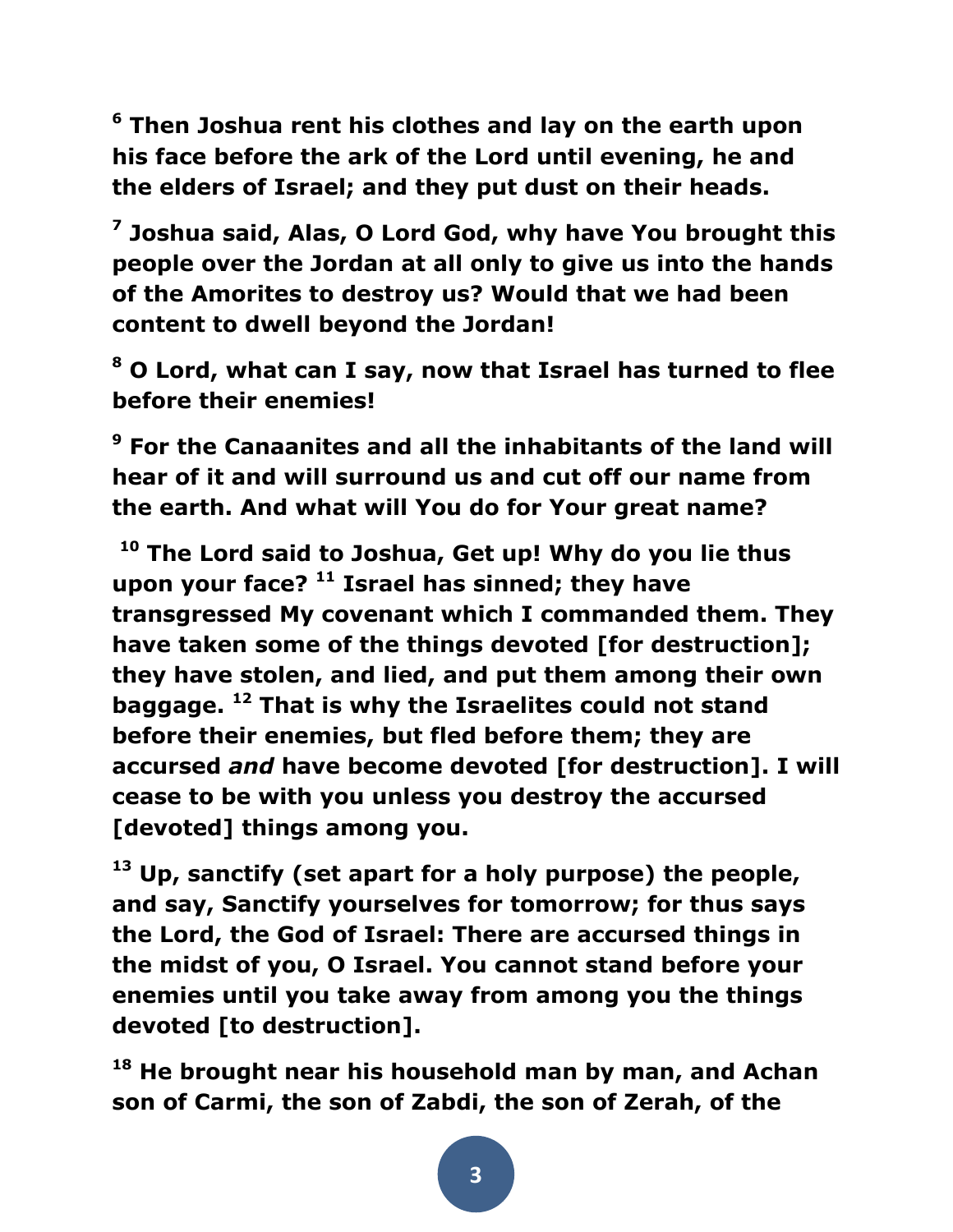**6 Then Joshua rent his clothes and lay on the earth upon his face before the ark of the Lord until evening, he and the elders of Israel; and they put dust on their heads.**

**7 Joshua said, Alas, O Lord God, why have You brought this people over the Jordan at all only to give us into the hands of the Amorites to destroy us? Would that we had been content to dwell beyond the Jordan!**

**8 O Lord, what can I say, now that Israel has turned to flee before their enemies!**

**9 For the Canaanites and all the inhabitants of the land will hear of it and will surround us and cut off our name from the earth. And what will You do for Your great name?**

**10 The Lord said to Joshua, Get up! Why do you lie thus upon your face? 11 Israel has sinned; they have transgressed My covenant which I commanded them. They have taken some of the things devoted [for destruction]; they have stolen, and lied, and put them among their own baggage. 12 That is why the Israelites could not stand before their enemies, but fled before them; they are accursed *and* have become devoted [for destruction]. I will cease to be with you unless you destroy the accursed [devoted] things among you.**

**13 Up, sanctify (set apart for a holy purpose) the people, and say, Sanctify yourselves for tomorrow; for thus says the Lord, the God of Israel: There are accursed things in the midst of you, O Israel. You cannot stand before your enemies until you take away from among you the things devoted [to destruction].**

**18 He brought near his household man by man, and Achan son of Carmi, the son of Zabdi, the son of Zerah, of the**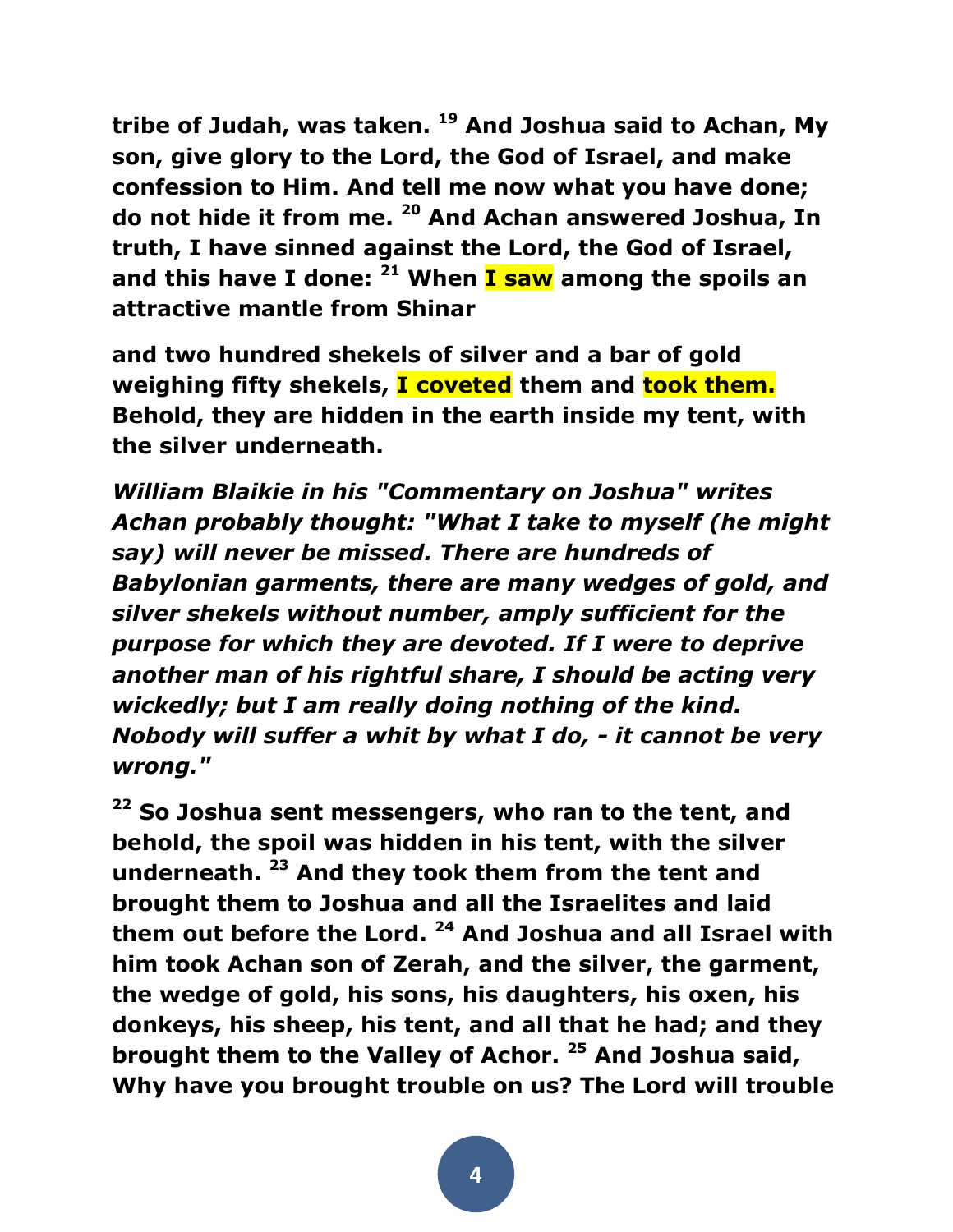**tribe of Judah, was taken.** [19] **And Joshua said to Achan, My son, give glory to the Lord, the God of Israel, and make confession to Him. And tell me now what you have done; do not hide it from me.** [20] **And Achan answered Joshua, In truth, I have sinned against the Lord, the God of Israel, and this have I done:** [21] **When I saw among the spoils an attractive mantle from Shinar**

**and two hundred shekels of silver and a bar of gold weighing fifty shekels, I coveted them and took them. Behold, they are hidden in the earth inside my tent, with the silver underneath.**

***William Blaikie in his "Commentary on Joshua" writes Achan probably thought: "What I take to myself (he might say) will never be missed. There are hundreds of Babylonian garments, there are many wedges of gold, and silver shekels without number, amply sufficient for the purpose for which they are devoted. If I were to deprive another man of his rightful share, I should be acting very wickedly; but I am really doing nothing of the kind. Nobody will suffer a whit by what I do, - it cannot be very wrong."***

[22] **So Joshua sent messengers, who ran to the tent, and behold, the spoil was hidden in his tent, with the silver underneath.** [23] **And they took them from the tent and brought them to Joshua and all the Israelites and laid them out before the Lord.** [24] **And Joshua and all Israel with him took Achan son of Zerah, and the silver, the garment, the wedge of gold, his sons, his daughters, his oxen, his donkeys, his sheep, his tent, and all that he had; and they brought them to the Valley of Achor.** [25] **And Joshua said, Why have you brought trouble on us? The Lord will trouble**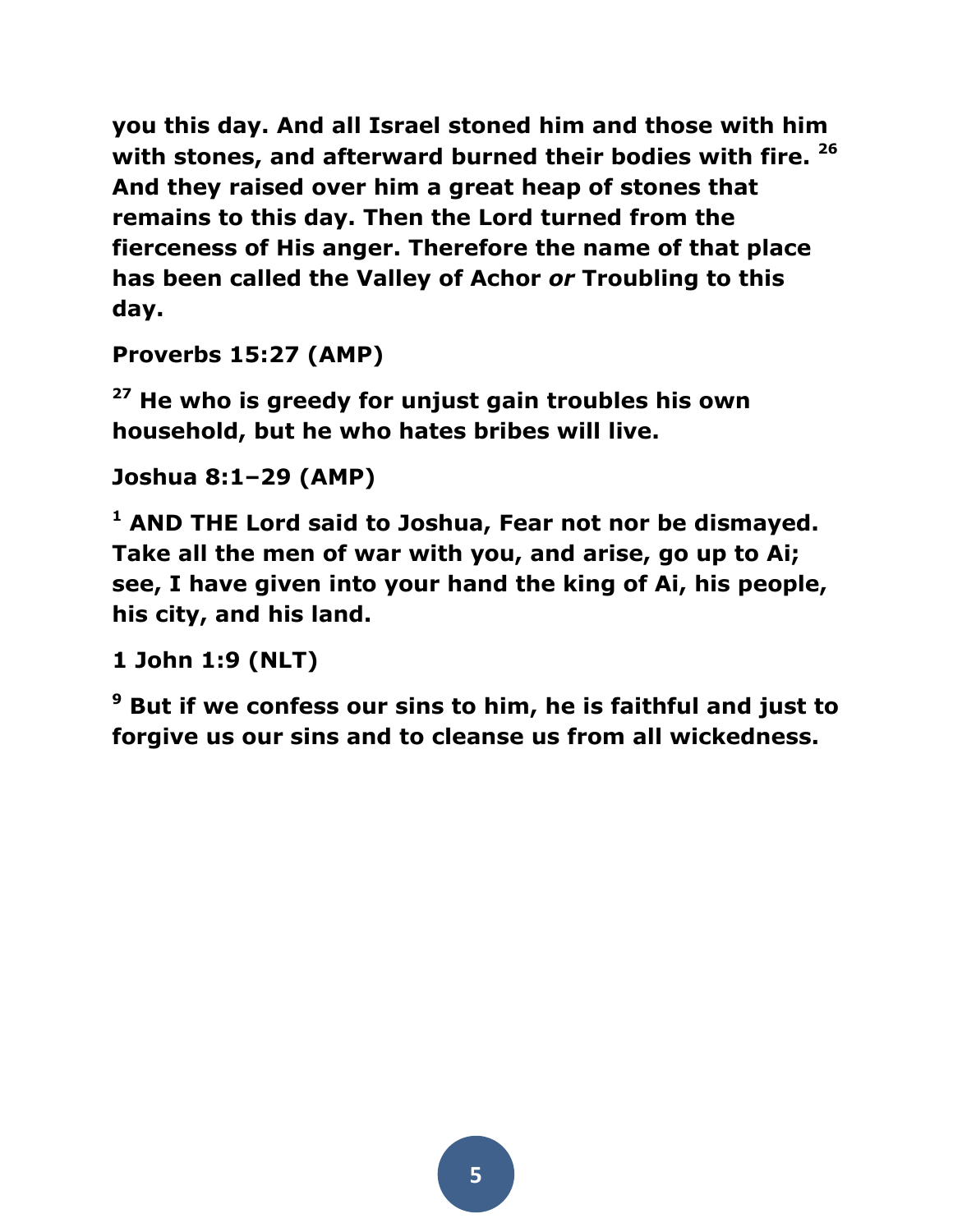**you this day. And all Israel stoned him and those with him with stones, and afterward burned their bodies with fire. [26] And they raised over him a great heap of stones that remains to this day. Then the Lord turned from the fierceness of His anger. Therefore the name of that place has been called the Valley of Achor *or* Troubling to this day.**

**Proverbs 15:27 (AMP)**

**[27] He who is greedy for unjust gain troubles his own household, but he who hates bribes will live.**

**Joshua 8:1–29 (AMP)**

**[1] AND THE Lord said to Joshua, Fear not nor be dismayed. Take all the men of war with you, and arise, go up to Ai; see, I have given into your hand the king of Ai, his people, his city, and his land.**

**1 John 1:9 (NLT)**

**[9] But if we confess our sins to him, he is faithful and just to forgive us our sins and to cleanse us from all wickedness.**